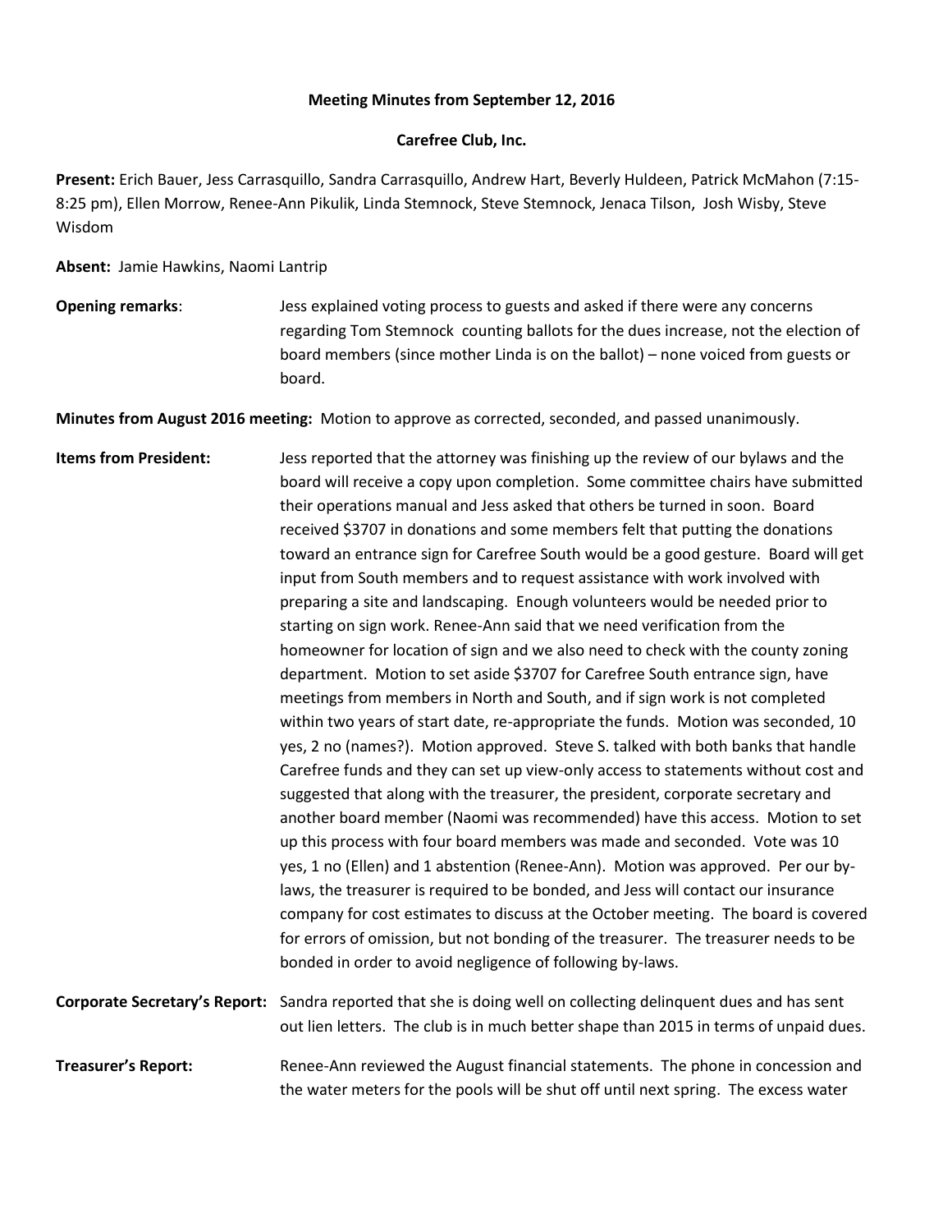**Meeting Minutes from September 12, 2016**

**Carefree Club, Inc.**

**Present:** Erich Bauer, Jess Carrasquillo, Sandra Carrasquillo, Andrew Hart, Beverly Huldeen, Patrick McMahon (7:15-8:25 pm), Ellen Morrow, Renee-Ann Pikulik, Linda Stemnock, Steve Stemnock, Jenaca Tilson, Josh Wisby, Steve Wisdom

**Absent:** Jamie Hawkins, Naomi Lantrip

**Opening remarks**: Jess explained voting process to guests and asked if there were any concerns regarding Tom Stemnock counting ballots for the dues increase, not the election of board members (since mother Linda is on the ballot) – none voiced from guests or board.

**Minutes from August 2016 meeting:** Motion to approve as corrected, seconded, and passed unanimously.

**Items from President:** Jess reported that the attorney was finishing up the review of our bylaws and the board will receive a copy upon completion. Some committee chairs have submitted their operations manual and Jess asked that others be turned in soon. Board received $3707 in donations and some members felt that putting the donations toward an entrance sign for Carefree South would be a good gesture. Board will get input from South members and to request assistance with work involved with preparing a site and landscaping. Enough volunteers would be needed prior to starting on sign work. Renee-Ann said that we need verification from the homeowner for location of sign and we also need to check with the county zoning department. Motion to set aside $3707 for Carefree South entrance sign, have meetings from members in North and South, and if sign work is not completed within two years of start date, re-appropriate the funds. Motion was seconded, 10 yes, 2 no (names?). Motion approved. Steve S. talked with both banks that handle Carefree funds and they can set up view-only access to statements without cost and suggested that along with the treasurer, the president, corporate secretary and another board member (Naomi was recommended) have this access. Motion to set up this process with four board members was made and seconded. Vote was 10 yes, 1 no (Ellen) and 1 abstention (Renee-Ann). Motion was approved. Per our by-laws, the treasurer is required to be bonded, and Jess will contact our insurance company for cost estimates to discuss at the October meeting. The board is covered for errors of omission, but not bonding of the treasurer. The treasurer needs to be bonded in order to avoid negligence of following by-laws.

**Corporate Secretary's Report:** Sandra reported that she is doing well on collecting delinquent dues and has sent out lien letters. The club is in much better shape than 2015 in terms of unpaid dues.

**Treasurer's Report:** Renee-Ann reviewed the August financial statements. The phone in concession and the water meters for the pools will be shut off until next spring. The excess water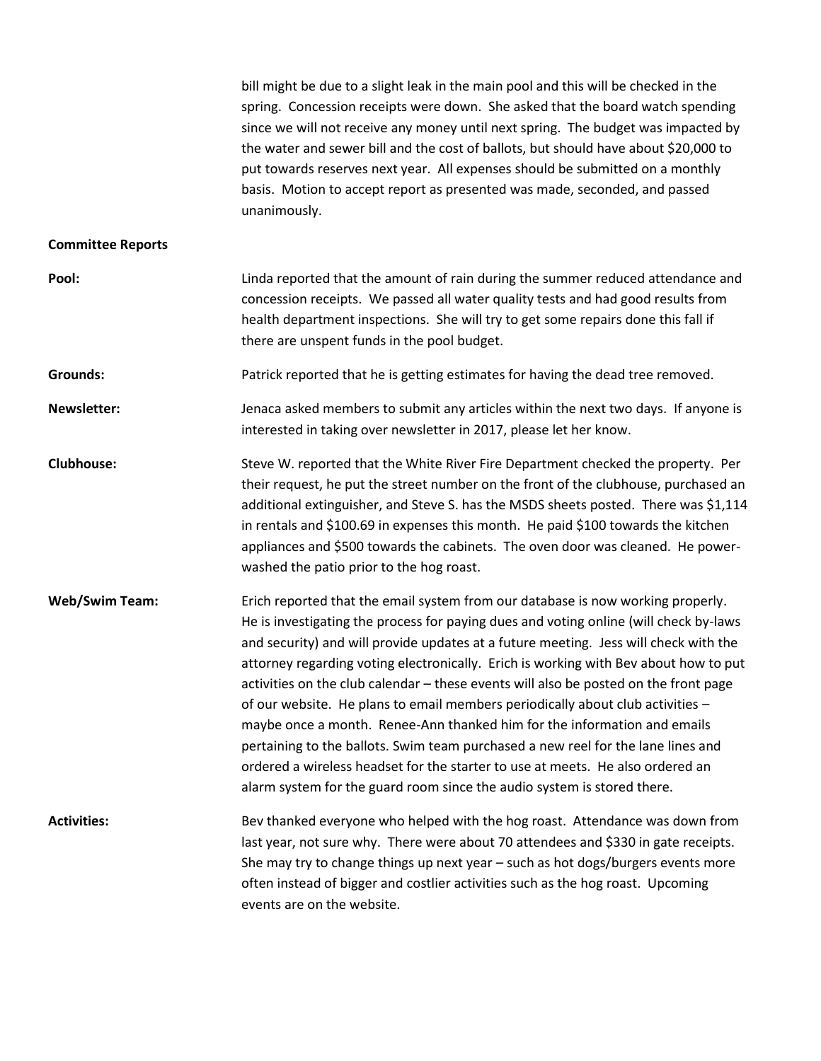bill might be due to a slight leak in the main pool and this will be checked in the spring. Concession receipts were down. She asked that the board watch spending since we will not receive any money until next spring. The budget was impacted by the water and sewer bill and the cost of ballots, but should have about $20,000 to put towards reserves next year. All expenses should be submitted on a monthly basis. Motion to accept report as presented was made, seconded, and passed unanimously.

**Committee Reports**

**Pool:** Linda reported that the amount of rain during the summer reduced attendance and concession receipts. We passed all water quality tests and had good results from health department inspections. She will try to get some repairs done this fall if there are unspent funds in the pool budget.

**Grounds:** Patrick reported that he is getting estimates for having the dead tree removed.

**Newsletter:** Jenaca asked members to submit any articles within the next two days. If anyone is interested in taking over newsletter in 2017, please let her know.

**Clubhouse:** Steve W. reported that the White River Fire Department checked the property. Per their request, he put the street number on the front of the clubhouse, purchased an additional extinguisher, and Steve S. has the MSDS sheets posted. There was $1,114 in rentals and $100.69 in expenses this month. He paid $100 towards the kitchen appliances and $500 towards the cabinets. The oven door was cleaned. He power-washed the patio prior to the hog roast.

**Web/Swim Team:** Erich reported that the email system from our database is now working properly. He is investigating the process for paying dues and voting online (will check by-laws and security) and will provide updates at a future meeting. Jess will check with the attorney regarding voting electronically. Erich is working with Bev about how to put activities on the club calendar – these events will also be posted on the front page of our website. He plans to email members periodically about club activities – maybe once a month. Renee-Ann thanked him for the information and emails pertaining to the ballots. Swim team purchased a new reel for the lane lines and ordered a wireless headset for the starter to use at meets. He also ordered an alarm system for the guard room since the audio system is stored there.

**Activities:** Bev thanked everyone who helped with the hog roast. Attendance was down from last year, not sure why. There were about 70 attendees and $330 in gate receipts. She may try to change things up next year – such as hot dogs/burgers events more often instead of bigger and costlier activities such as the hog roast. Upcoming events are on the website.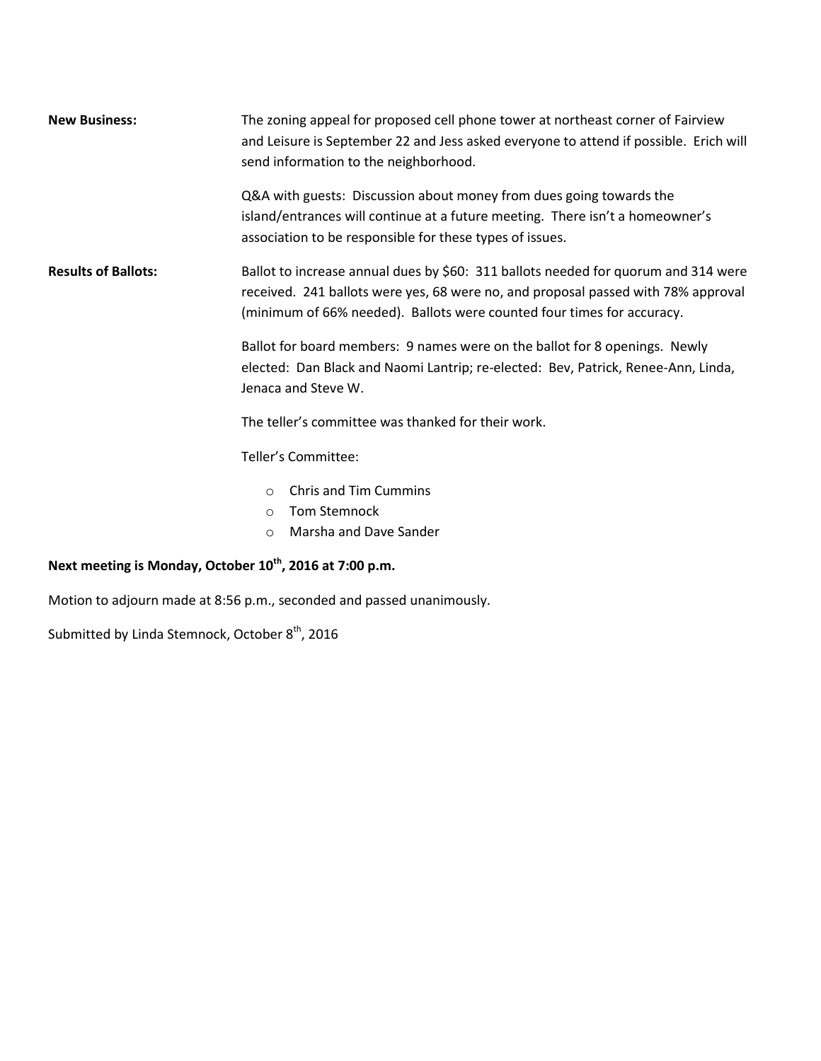**New Business:** The zoning appeal for proposed cell phone tower at northeast corner of Fairview and Leisure is September 22 and Jess asked everyone to attend if possible. Erich will send information to the neighborhood.

Q&A with guests: Discussion about money from dues going towards the island/entrances will continue at a future meeting. There isn't a homeowner's association to be responsible for these types of issues.

**Results of Ballots:** Ballot to increase annual dues by $60: 311 ballots needed for quorum and 314 were received. 241 ballots were yes, 68 were no, and proposal passed with 78% approval (minimum of 66% needed). Ballots were counted four times for accuracy.

Ballot for board members: 9 names were on the ballot for 8 openings. Newly elected: Dan Black and Naomi Lantrip; re-elected: Bev, Patrick, Renee-Ann, Linda, Jenaca and Steve W.

The teller's committee was thanked for their work.

Teller's Committee:

- Chris and Tim Cummins
- Tom Stemnock
- Marsha and Dave Sander

**Next meeting is Monday, October 10th, 2016 at 7:00 p.m.**

Motion to adjourn made at 8:56 p.m., seconded and passed unanimously.

Submitted by Linda Stemnock, October 8th, 2016